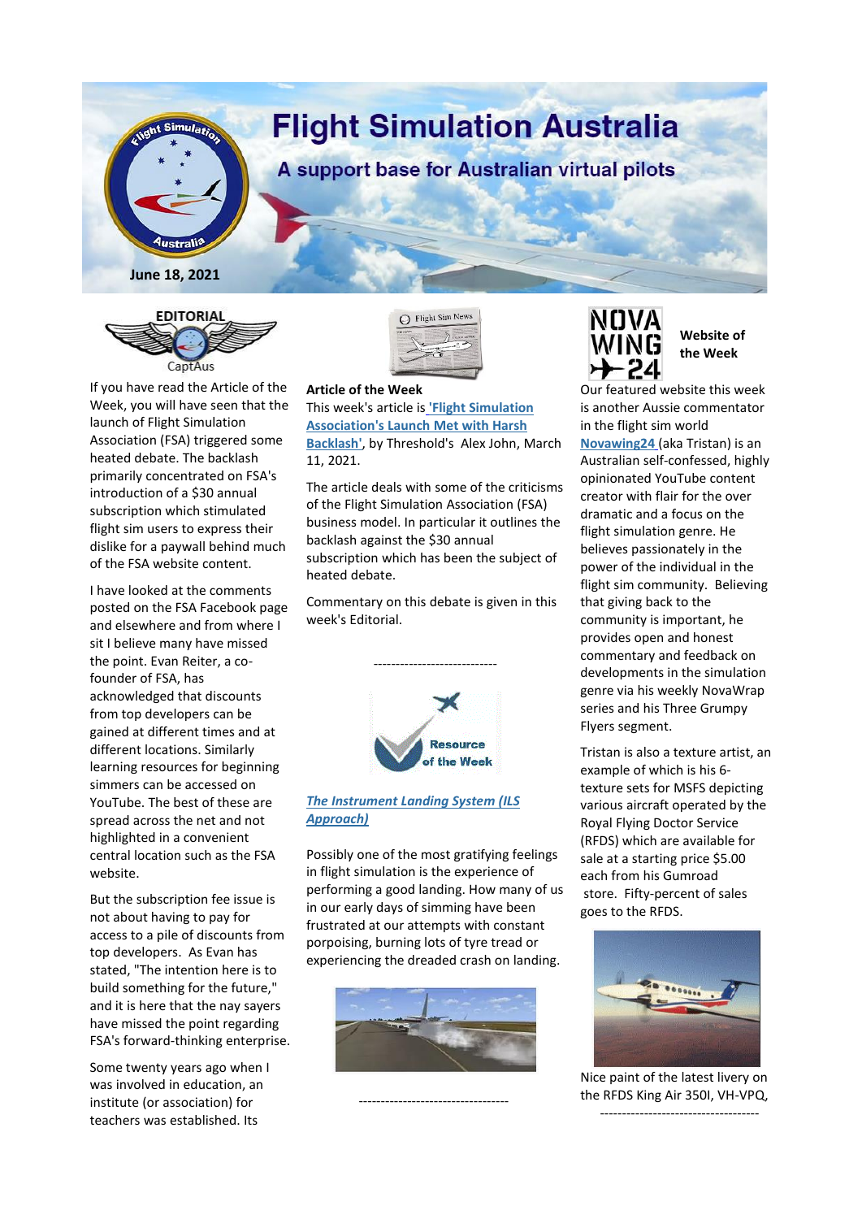# Flight Simulation Australia

## A support base for Australian virtual pilots

June 18, 2021

## EDITORIAL

CaptAus

If you have read the Article of the Week, you will have seen that the launch of Flight Simulation Association (FSA) triggered some heated debate. The backlash primarily concentrated on FSA's introduction of a $30 annual subscription which stimulated flight sim users to express their dislike for a paywall behind much of the FSA website content.

I have looked at the comments posted on the FSA Facebook page and elsewhere and from where I sit I believe many have missed the point. Evan Reiter, a co-founder of FSA, has acknowledged that discounts from top developers can be gained at different times and at different locations. Similarly learning resources for beginning simmers can be accessed on YouTube. The best of these are spread across the net and not highlighted in a convenient central location such as the FSA website.

But the subscription fee issue is not about having to pay for access to a pile of discounts from top developers. As Evan has stated, "The intention here is to build something for the future," and it is here that the nay sayers have missed the point regarding FSA's forward-thinking enterprise.

Some twenty years ago when I was involved in education, an institute (or association) for teachers was established. Its

## Article of the Week

This week's article is **'Flight Simulation Association's Launch Met with Harsh Backlash'**, by Threshold's Alex John, March 11, 2021.

The article deals with some of the criticisms of the Flight Simulation Association (FSA) business model. In particular it outlines the backlash against the $30 annual subscription which has been the subject of heated debate.

Commentary on this debate is given in this week's Editorial.

----------------------------

## Resource of the Week

***The Instrument Landing System (ILS Approach)***

Possibly one of the most gratifying feelings in flight simulation is the experience of performing a good landing. How many of us in our early days of simming have been frustrated at our attempts with constant porpoising, burning lots of tyre tread or experiencing the dreaded crash on landing.

----------------------------------

## Website of the Week

Our featured website this week is another Aussie commentator in the flight sim world **Novawing24** (aka Tristan) is an Australian self-confessed, highly opinionated YouTube content creator with flair for the over dramatic and a focus on the flight simulation genre. He believes passionately in the power of the individual in the flight sim community. Believing that giving back to the community is important, he provides open and honest commentary and feedback on developments in the simulation genre via his weekly NovaWrap series and his Three Grumpy Flyers segment.

Tristan is also a texture artist, an example of which is his 6-texture sets for MSFS depicting various aircraft operated by the Royal Flying Doctor Service (RFDS) which are available for sale at a starting price $5.00 each from his Gumroad store. Fifty-percent of sales goes to the RFDS.

Nice paint of the latest livery on the RFDS King Air 350I, VH-VPQ,

------------------------------------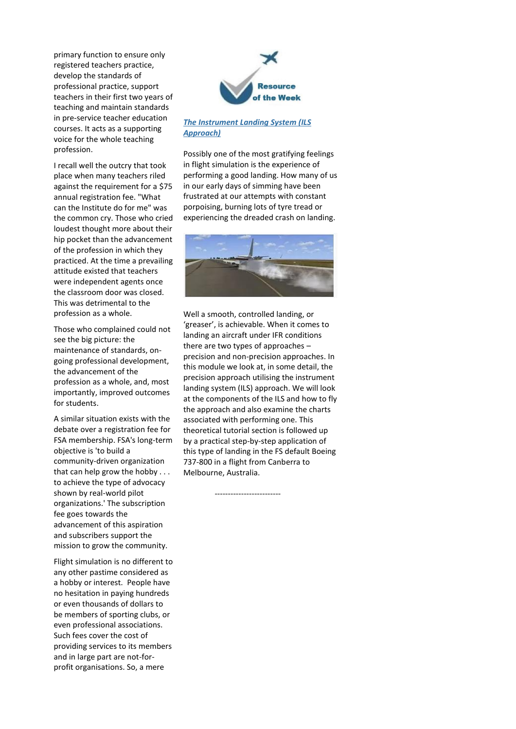primary function to ensure only registered teachers practice, develop the standards of professional practice, support teachers in their first two years of teaching and maintain standards in pre-service teacher education courses. It acts as a supporting voice for the whole teaching profession.

I recall well the outcry that took place when many teachers riled against the requirement for a $75 annual registration fee. "What can the Institute do for me" was the common cry. Those who cried loudest thought more about their hip pocket than the advancement of the profession in which they practiced. At the time a prevailing attitude existed that teachers were independent agents once the classroom door was closed. This was detrimental to the profession as a whole.

Those who complained could not see the big picture: the maintenance of standards, on-going professional development, the advancement of the profession as a whole, and, most importantly, improved outcomes for students.

A similar situation exists with the debate over a registration fee for FSA membership. FSA's long-term objective is 'to build a community-driven organization that can help grow the hobby . . . to achieve the type of advocacy shown by real-world pilot organizations.' The subscription fee goes towards the advancement of this aspiration and subscribers support the mission to grow the community.

Flight simulation is no different to any other pastime considered as a hobby or interest. People have no hesitation in paying hundreds or even thousands of dollars to be members of sporting clubs, or even professional associations. Such fees cover the cost of providing services to its members and in large part are not-for-profit organisations. So, a mere

Resource of the Week

***[The Instrument Landing System (ILS Approach)](#)***

Possibly one of the most gratifying feelings in flight simulation is the experience of performing a good landing. How many of us in our early days of simming have been frustrated at our attempts with constant porpoising, burning lots of tyre tread or experiencing the dreaded crash on landing.

Well a smooth, controlled landing, or 'greaser', is achievable. When it comes to landing an aircraft under IFR conditions there are two types of approaches – precision and non-precision approaches. In this module we look at, in some detail, the precision approach utilising the instrument landing system (ILS) approach. We will look at the components of the ILS and how to fly the approach and also examine the charts associated with performing one. This theoretical tutorial section is followed up by a practical step-by-step application of this type of landing in the FS default Boeing 737-800 in a flight from Canberra to Melbourne, Australia.

-------------------------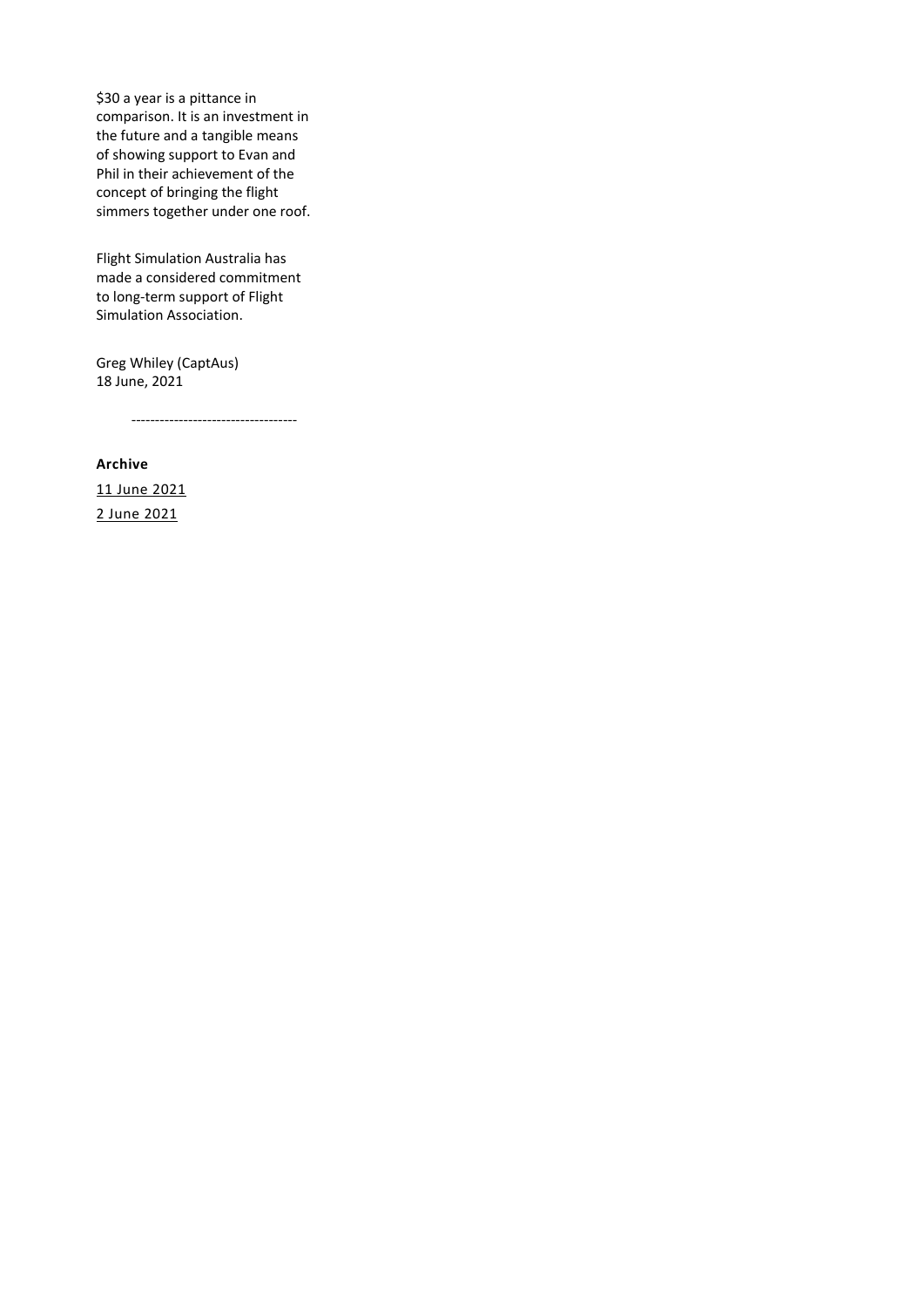$30 a year is a pittance in comparison. It is an investment in the future and a tangible means of showing support to Evan and Phil in their achievement of the concept of bringing the flight simmers together under one roof.

Flight Simulation Australia has made a considered commitment to long-term support of Flight Simulation Association.

Greg Whiley (CaptAus)
18 June, 2021

-----------------------------------

**Archive**

11 June 2021

2 June 2021